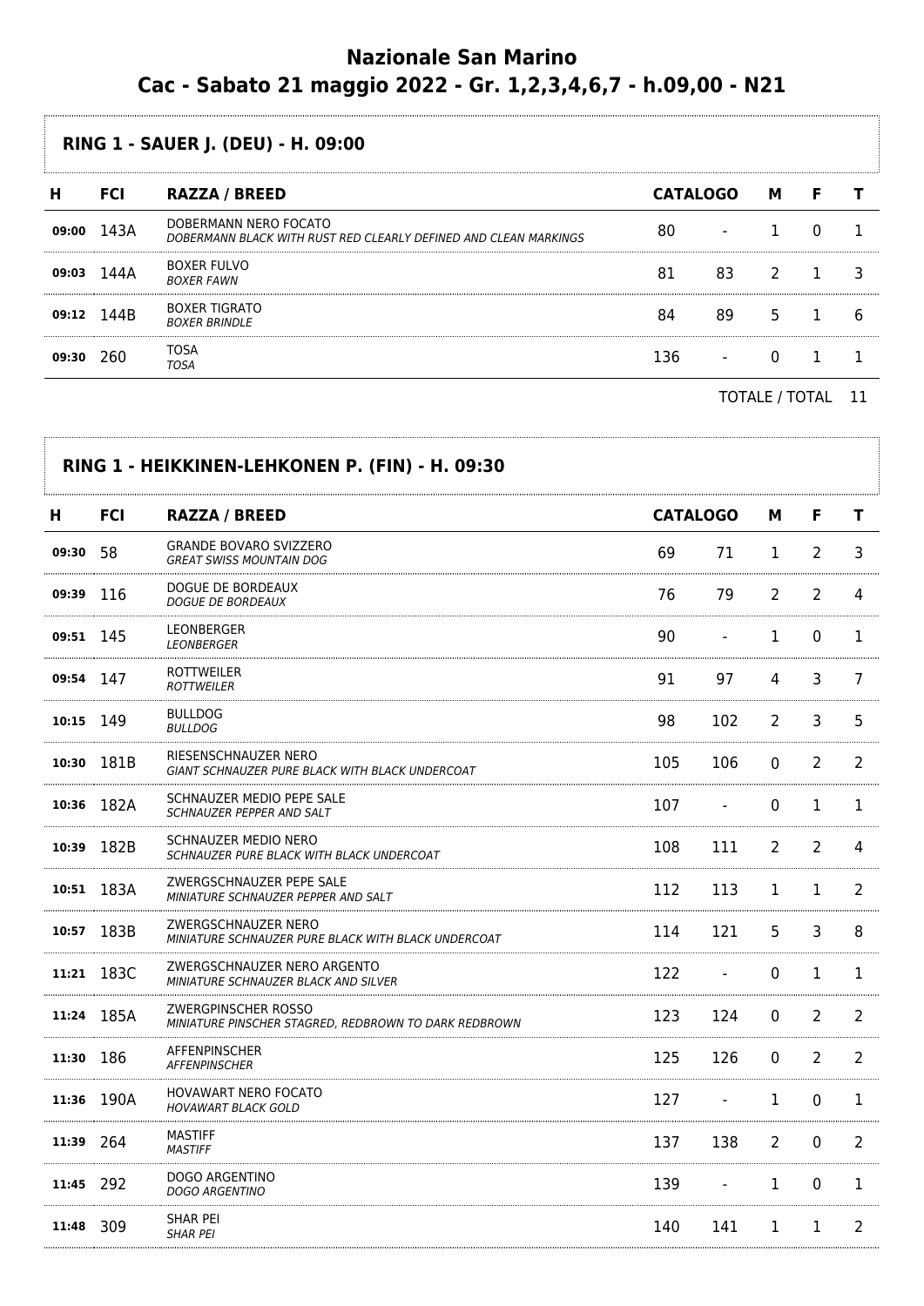# Nazionale San Marino
# Cac - Sabato 21 maggio 2022 - Gr. 1,2,3,4,6,7 - h.09,00 - N21

## RING 1 - SAUER J. (DEU) - H. 09:00

| H | FCI | RAZZA / BREED | CATALOGO | | M | F | T |
|---|---|---|---|---|---|---|---|
| 09:00 | 143A | DOBERMANN NERO FOCATO<br>*DOBERMANN BLACK WITH RUST RED CLEARLY DEFINED AND CLEAN MARKINGS* | 80 | - | 1 | 0 | 1 |
| 09:03 | 144A | BOXER FULVO<br>*BOXER FAWN* | 81 | 83 | 2 | 1 | 3 |
| 09:12 | 144B | BOXER TIGRATO<br>*BOXER BRINDLE* | 84 | 89 | 5 | 1 | 6 |
| 09:30 | 260 | TOSA<br>*TOSA* | 136 | - | 0 | 1 | 1 |

TOTALE / TOTAL 11

## RING 1 - HEIKKINEN-LEHKONEN P. (FIN) - H. 09:30

| H | FCI | RAZZA / BREED | CATALOGO | | M | F | T |
|---|---|---|---|---|---|---|---|
| 09:30 | 58 | GRANDE BOVARO SVIZZERO<br>*GREAT SWISS MOUNTAIN DOG* | 69 | 71 | 1 | 2 | 3 |
| 09:39 | 116 | DOGUE DE BORDEAUX<br>*DOGUE DE BORDEAUX* | 76 | 79 | 2 | 2 | 4 |
| 09:51 | 145 | LEONBERGER<br>*LEONBERGER* | 90 | - | 1 | 0 | 1 |
| 09:54 | 147 | ROTTWEILER<br>*ROTTWEILER* | 91 | 97 | 4 | 3 | 7 |
| 10:15 | 149 | BULLDOG<br>*BULLDOG* | 98 | 102 | 2 | 3 | 5 |
| 10:30 | 181B | RIESENSCHNAUZER NERO<br>*GIANT SCHNAUZER PURE BLACK WITH BLACK UNDERCOAT* | 105 | 106 | 0 | 2 | 2 |
| 10:36 | 182A | SCHNAUZER MEDIO PEPE SALE<br>*SCHNAUZER PEPPER AND SALT* | 107 | - | 0 | 1 | 1 |
| 10:39 | 182B | SCHNAUZER MEDIO NERO<br>*SCHNAUZER PURE BLACK WITH BLACK UNDERCOAT* | 108 | 111 | 2 | 2 | 4 |
| 10:51 | 183A | ZWERGSCHNAUZER PEPE SALE<br>*MINIATURE SCHNAUZER PEPPER AND SALT* | 112 | 113 | 1 | 1 | 2 |
| 10:57 | 183B | ZWERGSCHNAUZER NERO<br>*MINIATURE SCHNAUZER PURE BLACK WITH BLACK UNDERCOAT* | 114 | 121 | 5 | 3 | 8 |
| 11:21 | 183C | ZWERGSCHNAUZER NERO ARGENTO<br>*MINIATURE SCHNAUZER BLACK AND SILVER* | 122 | - | 0 | 1 | 1 |
| 11:24 | 185A | ZWERGPINSCHER ROSSO<br>*MINIATURE PINSCHER STAGRED, REDBROWN TO DARK REDBROWN* | 123 | 124 | 0 | 2 | 2 |
| 11:30 | 186 | AFFENPINSCHER<br>*AFFENPINSCHER* | 125 | 126 | 0 | 2 | 2 |
| 11:36 | 190A | HOVAWART NERO FOCATO<br>*HOVAWART BLACK GOLD* | 127 | - | 1 | 0 | 1 |
| 11:39 | 264 | MASTIFF<br>*MASTIFF* | 137 | 138 | 2 | 0 | 2 |
| 11:45 | 292 | DOGO ARGENTINO<br>*DOGO ARGENTINO* | 139 | - | 1 | 0 | 1 |
| 11:48 | 309 | SHAR PEI<br>*SHAR PEI* | 140 | 141 | 1 | 1 | 2 |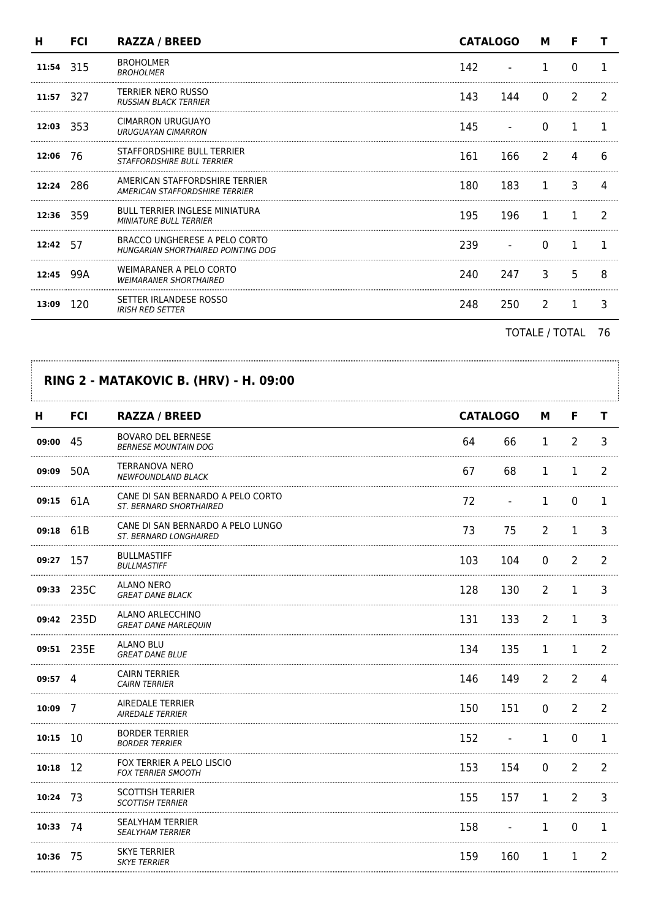| H | FCI | RAZZA / BREED | CATALOGO | | M | F | T |
|---|---|---|---|---|---|---|---|
| 11:54 | 315 | BROHOLMER<br>*BROHOLMER* | 142 | - | 1 | 0 | 1 |
| 11:57 | 327 | TERRIER NERO RUSSO<br>*RUSSIAN BLACK TERRIER* | 143 | 144 | 0 | 2 | 2 |
| 12:03 | 353 | CIMARRON URUGUAYO<br>*URUGUAYAN CIMARRON* | 145 | - | 0 | 1 | 1 |
| 12:06 | 76 | STAFFORDSHIRE BULL TERRIER<br>*STAFFORDSHIRE BULL TERRIER* | 161 | 166 | 2 | 4 | 6 |
| 12:24 | 286 | AMERICAN STAFFORDSHIRE TERRIER<br>*AMERICAN STAFFORDSHIRE TERRIER* | 180 | 183 | 1 | 3 | 4 |
| 12:36 | 359 | BULL TERRIER INGLESE MINIATURA<br>*MINIATURE BULL TERRIER* | 195 | 196 | 1 | 1 | 2 |
| 12:42 | 57 | BRACCO UNGHERESE A PELO CORTO<br>*HUNGARIAN SHORTHAIRED POINTING DOG* | 239 | - | 0 | 1 | 1 |
| 12:45 | 99A | WEIMARANER A PELO CORTO<br>*WEIMARANER SHORTHAIRED* | 240 | 247 | 3 | 5 | 8 |
| 13:09 | 120 | SETTER IRLANDESE ROSSO<br>*IRISH RED SETTER* | 248 | 250 | 2 | 1 | 3 |

TOTALE / TOTAL 76

## RING 2 - MATAKOVIC B. (HRV) - H. 09:00

| H | FCI | RAZZA / BREED | CATALOGO | | M | F | T |
|---|---|---|---|---|---|---|---|
| 09:00 | 45 | BOVARO DEL BERNESE<br>*BERNESE MOUNTAIN DOG* | 64 | 66 | 1 | 2 | 3 |
| 09:09 | 50A | TERRANOVA NERO<br>*NEWFOUNDLAND BLACK* | 67 | 68 | 1 | 1 | 2 |
| 09:15 | 61A | CANE DI SAN BERNARDO A PELO CORTO<br>*ST. BERNARD SHORTHAIRED* | 72 | - | 1 | 0 | 1 |
| 09:18 | 61B | CANE DI SAN BERNARDO A PELO LUNGO<br>*ST. BERNARD LONGHAIRED* | 73 | 75 | 2 | 1 | 3 |
| 09:27 | 157 | BULLMASTIFF<br>*BULLMASTIFF* | 103 | 104 | 0 | 2 | 2 |
| 09:33 | 235C | ALANO NERO<br>*GREAT DANE BLACK* | 128 | 130 | 2 | 1 | 3 |
| 09:42 | 235D | ALANO ARLECCHINO<br>*GREAT DANE HARLEQUIN* | 131 | 133 | 2 | 1 | 3 |
| 09:51 | 235E | ALANO BLU<br>*GREAT DANE BLUE* | 134 | 135 | 1 | 1 | 2 |
| 09:57 | 4 | CAIRN TERRIER<br>*CAIRN TERRIER* | 146 | 149 | 2 | 2 | 4 |
| 10:09 | 7 | AIREDALE TERRIER<br>*AIREDALE TERRIER* | 150 | 151 | 0 | 2 | 2 |
| 10:15 | 10 | BORDER TERRIER<br>*BORDER TERRIER* | 152 | - | 1 | 0 | 1 |
| 10:18 | 12 | FOX TERRIER A PELO LISCIO<br>*FOX TERRIER SMOOTH* | 153 | 154 | 0 | 2 | 2 |
| 10:24 | 73 | SCOTTISH TERRIER<br>*SCOTTISH TERRIER* | 155 | 157 | 1 | 2 | 3 |
| 10:33 | 74 | SEALYHAM TERRIER<br>*SEALYHAM TERRIER* | 158 | - | 1 | 0 | 1 |
| 10:36 | 75 | SKYE TERRIER<br>*SKYE TERRIER* | 159 | 160 | 1 | 1 | 2 |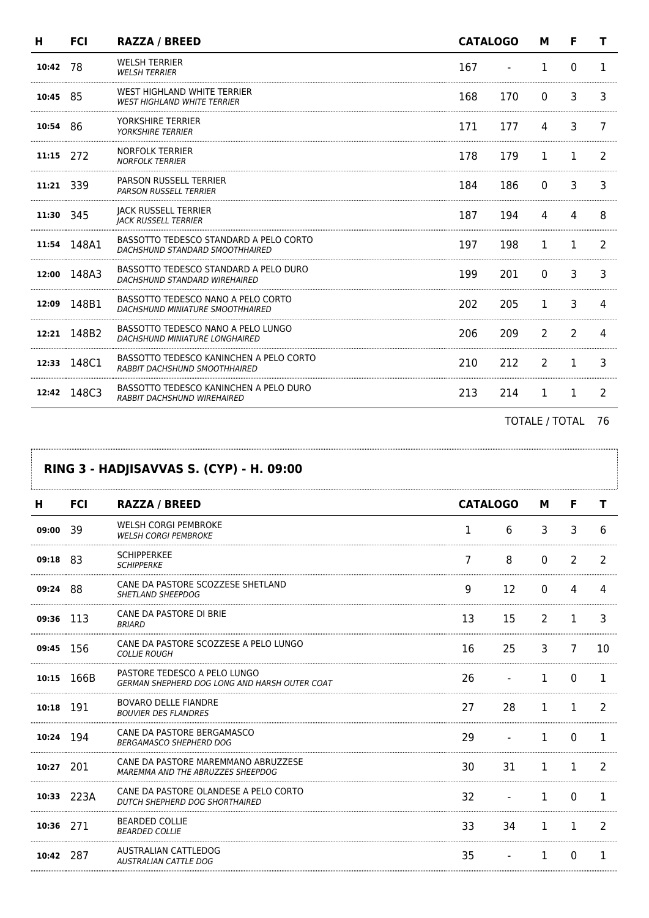| H | FCI | RAZZA / BREED | CATALOGO | | M | F | T |
|---|---|---|---|---|---|---|---|
| 10:42 | 78 | WELSH TERRIER<br>*WELSH TERRIER* | 167 | - | 1 | 0 | 1 |
| 10:45 | 85 | WEST HIGHLAND WHITE TERRIER<br>*WEST HIGHLAND WHITE TERRIER* | 168 | 170 | 0 | 3 | 3 |
| 10:54 | 86 | YORKSHIRE TERRIER<br>*YORKSHIRE TERRIER* | 171 | 177 | 4 | 3 | 7 |
| 11:15 | 272 | NORFOLK TERRIER<br>*NORFOLK TERRIER* | 178 | 179 | 1 | 1 | 2 |
| 11:21 | 339 | PARSON RUSSELL TERRIER<br>*PARSON RUSSELL TERRIER* | 184 | 186 | 0 | 3 | 3 |
| 11:30 | 345 | JACK RUSSELL TERRIER<br>*JACK RUSSELL TERRIER* | 187 | 194 | 4 | 4 | 8 |
| 11:54 | 148A1 | BASSOTTO TEDESCO STANDARD A PELO CORTO<br>*DACHSHUND STANDARD SMOOTHHAIRED* | 197 | 198 | 1 | 1 | 2 |
| 12:00 | 148A3 | BASSOTTO TEDESCO STANDARD A PELO DURO<br>*DACHSHUND STANDARD WIREHAIRED* | 199 | 201 | 0 | 3 | 3 |
| 12:09 | 148B1 | BASSOTTO TEDESCO NANO A PELO CORTO<br>*DACHSHUND MINIATURE SMOOTHHAIRED* | 202 | 205 | 1 | 3 | 4 |
| 12:21 | 148B2 | BASSOTTO TEDESCO NANO A PELO LUNGO<br>*DACHSHUND MINIATURE LONGHAIRED* | 206 | 209 | 2 | 2 | 4 |
| 12:33 | 148C1 | BASSOTTO TEDESCO KANINCHEN A PELO CORTO<br>*RABBIT DACHSHUND SMOOTHHAIRED* | 210 | 212 | 2 | 1 | 3 |
| 12:42 | 148C3 | BASSOTTO TEDESCO KANINCHEN A PELO DURO<br>*RABBIT DACHSHUND WIREHAIRED* | 213 | 214 | 1 | 1 | 2 |

TOTALE / TOTAL 76

## RING 3 - HADJISAVVAS S. (CYP) - H. 09:00

| H | FCI | RAZZA / BREED | CATALOGO | | M | F | T |
|---|---|---|---|---|---|---|---|
| 09:00 | 39 | WELSH CORGI PEMBROKE<br>*WELSH CORGI PEMBROKE* | 1 | 6 | 3 | 3 | 6 |
| 09:18 | 83 | SCHIPPERKEE<br>*SCHIPPERKE* | 7 | 8 | 0 | 2 | 2 |
| 09:24 | 88 | CANE DA PASTORE SCOZZESE SHETLAND<br>*SHETLAND SHEEPDOG* | 9 | 12 | 0 | 4 | 4 |
| 09:36 | 113 | CANE DA PASTORE DI BRIE<br>*BRIARD* | 13 | 15 | 2 | 1 | 3 |
| 09:45 | 156 | CANE DA PASTORE SCOZZESE A PELO LUNGO<br>*COLLIE ROUGH* | 16 | 25 | 3 | 7 | 10 |
| 10:15 | 166B | PASTORE TEDESCO A PELO LUNGO<br>*GERMAN SHEPHERD DOG LONG AND HARSH OUTER COAT* | 26 | - | 1 | 0 | 1 |
| 10:18 | 191 | BOVARO DELLE FIANDRE<br>*BOUVIER DES FLANDRES* | 27 | 28 | 1 | 1 | 2 |
| 10:24 | 194 | CANE DA PASTORE BERGAMASCO<br>*BERGAMASCO SHEPHERD DOG* | 29 | - | 1 | 0 | 1 |
| 10:27 | 201 | CANE DA PASTORE MAREMMANO ABRUZZESE<br>*MAREMMA AND THE ABRUZZES SHEEPDOG* | 30 | 31 | 1 | 1 | 2 |
| 10:33 | 223A | CANE DA PASTORE OLANDESE A PELO CORTO<br>*DUTCH SHEPHERD DOG SHORTHAIRED* | 32 | - | 1 | 0 | 1 |
| 10:36 | 271 | BEARDED COLLIE<br>*BEARDED COLLIE* | 33 | 34 | 1 | 1 | 2 |
| 10:42 | 287 | AUSTRALIAN CATTLEDOG<br>*AUSTRALIAN CATTLE DOG* | 35 | - | 1 | 0 | 1 |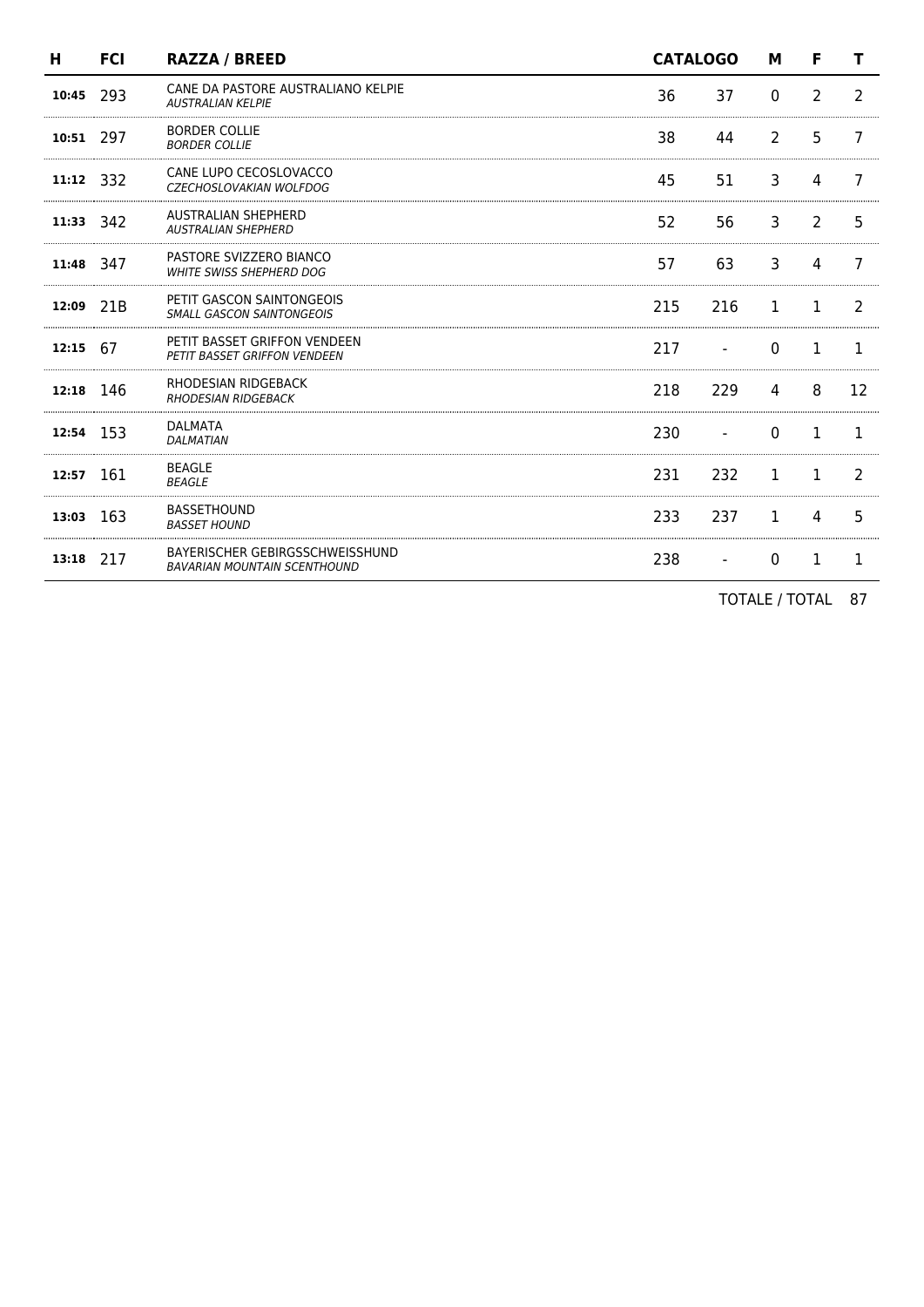| H | FCI | RAZZA / BREED | CATALOGO | | M | F | T |
|---|---|---|---|---|---|---|---|
| 10:45 | 293 | CANE DA PASTORE AUSTRALIANO KELPIE<br>*AUSTRALIAN KELPIE* | 36 | 37 | 0 | 2 | 2 |
| 10:51 | 297 | BORDER COLLIE<br>*BORDER COLLIE* | 38 | 44 | 2 | 5 | 7 |
| 11:12 | 332 | CANE LUPO CECOSLOVACCO<br>*CZECHOSLOVAKIAN WOLFDOG* | 45 | 51 | 3 | 4 | 7 |
| 11:33 | 342 | AUSTRALIAN SHEPHERD<br>*AUSTRALIAN SHEPHERD* | 52 | 56 | 3 | 2 | 5 |
| 11:48 | 347 | PASTORE SVIZZERO BIANCO<br>*WHITE SWISS SHEPHERD DOG* | 57 | 63 | 3 | 4 | 7 |
| 12:09 | 21B | PETIT GASCON SAINTONGEOIS<br>*SMALL GASCON SAINTONGEOIS* | 215 | 216 | 1 | 1 | 2 |
| 12:15 | 67 | PETIT BASSET GRIFFON VENDEEN<br>*PETIT BASSET GRIFFON VENDEEN* | 217 | - | 0 | 1 | 1 |
| 12:18 | 146 | RHODESIAN RIDGEBACK<br>*RHODESIAN RIDGEBACK* | 218 | 229 | 4 | 8 | 12 |
| 12:54 | 153 | DALMATA<br>*DALMATIAN* | 230 | - | 0 | 1 | 1 |
| 12:57 | 161 | BEAGLE<br>*BEAGLE* | 231 | 232 | 1 | 1 | 2 |
| 13:03 | 163 | BASSETHOUND<br>*BASSET HOUND* | 233 | 237 | 1 | 4 | 5 |
| 13:18 | 217 | BAYERISCHER GEBIRGSSCHWEISSHUND<br>*BAVARIAN MOUNTAIN SCENTHOUND* | 238 | - | 0 | 1 | 1 |

TOTALE / TOTAL 87